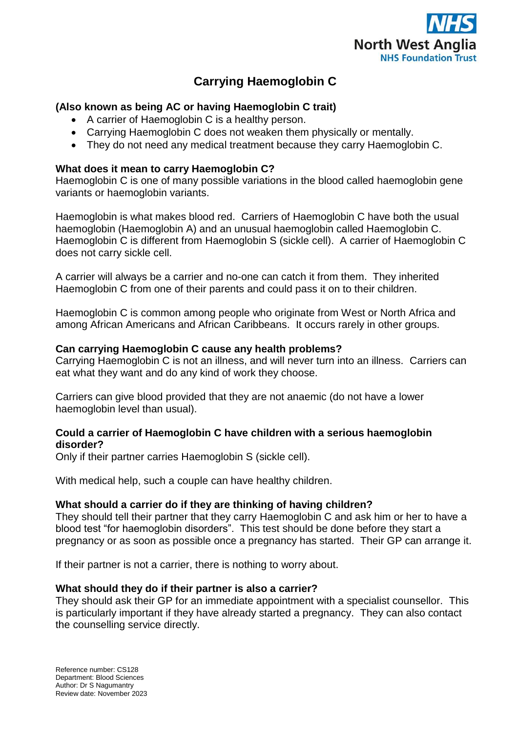North West Anglia NHS Foundation Trust

# Carrying Haemoglobin C

**(Also known as being AC or having Haemoglobin C trait)**

- A carrier of Haemoglobin C is a healthy person.
- Carrying Haemoglobin C does not weaken them physically or mentally.
- They do not need any medical treatment because they carry Haemoglobin C.

**What does it mean to carry Haemoglobin C?**

Haemoglobin C is one of many possible variations in the blood called haemoglobin gene variants or haemoglobin variants.

Haemoglobin is what makes blood red. Carriers of Haemoglobin C have both the usual haemoglobin (Haemoglobin A) and an unusual haemoglobin called Haemoglobin C. Haemoglobin C is different from Haemoglobin S (sickle cell). A carrier of Haemoglobin C does not carry sickle cell.

A carrier will always be a carrier and no-one can catch it from them. They inherited Haemoglobin C from one of their parents and could pass it on to their children.

Haemoglobin C is common among people who originate from West or North Africa and among African Americans and African Caribbeans. It occurs rarely in other groups.

**Can carrying Haemoglobin C cause any health problems?**

Carrying Haemoglobin C is not an illness, and will never turn into an illness. Carriers can eat what they want and do any kind of work they choose.

Carriers can give blood provided that they are not anaemic (do not have a lower haemoglobin level than usual).

**Could a carrier of Haemoglobin C have children with a serious haemoglobin disorder?**

Only if their partner carries Haemoglobin S (sickle cell).

With medical help, such a couple can have healthy children.

**What should a carrier do if they are thinking of having children?**

They should tell their partner that they carry Haemoglobin C and ask him or her to have a blood test "for haemoglobin disorders". This test should be done before they start a pregnancy or as soon as possible once a pregnancy has started. Their GP can arrange it.

If their partner is not a carrier, there is nothing to worry about.

**What should they do if their partner is also a carrier?**

They should ask their GP for an immediate appointment with a specialist counsellor. This is particularly important if they have already started a pregnancy. They can also contact the counselling service directly.

Reference number: CS128
Department: Blood Sciences
Author: Dr S Nagumantry
Review date: November 2023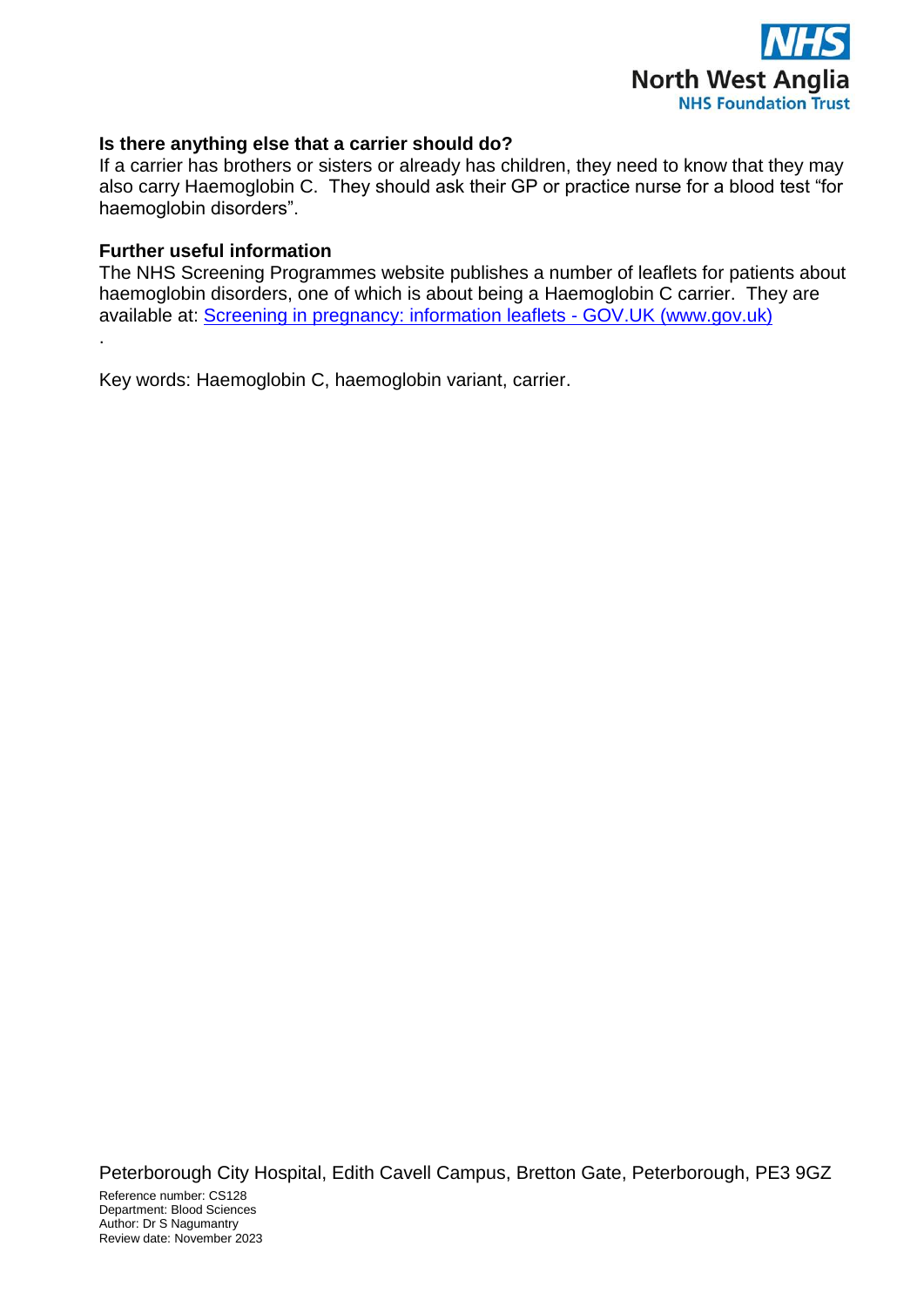**Is there anything else that a carrier should do?**
If a carrier has brothers or sisters or already has children, they need to know that they may also carry Haemoglobin C. They should ask their GP or practice nurse for a blood test "for haemoglobin disorders".

**Further useful information**
The NHS Screening Programmes website publishes a number of leaflets for patients about haemoglobin disorders, one of which is about being a Haemoglobin C carrier. They are available at: [Screening in pregnancy: information leaflets - GOV.UK (www.gov.uk)](https://www.gov.uk)
.

Key words: Haemoglobin C, haemoglobin variant, carrier.

Peterborough City Hospital, Edith Cavell Campus, Bretton Gate, Peterborough, PE3 9GZ

Reference number: CS128
Department: Blood Sciences
Author: Dr S Nagumantry
Review date: November 2023